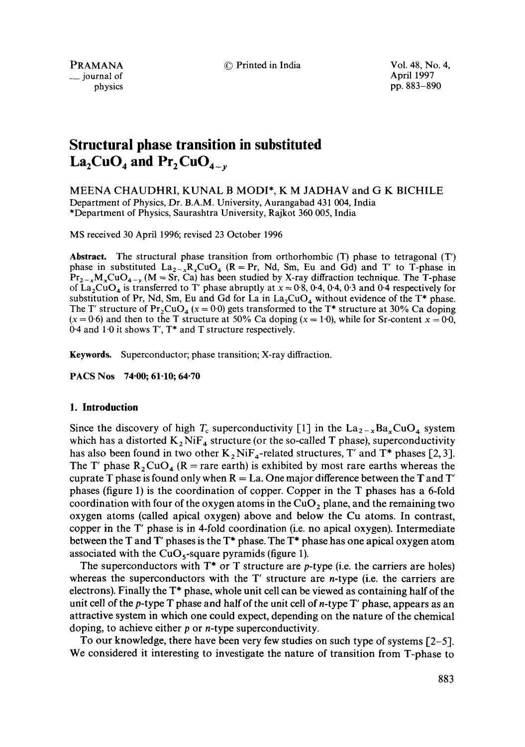# Structural phase transition in substituted $La_2CuO_4$ and $Pr_2CuO_{4-y}$

MEENA CHAUDHRI, KUNAL B MODI*, K M JADHAV and G K BICHILE

Department of Physics, Dr. B.A.M. University, Aurangabad 431 004, India

*Department of Physics, Saurashtra University, Rajkot 360 005, India

MS received 30 April 1996; revised 23 October 1996

**Abstract.** The structural phase transition from orthorhombic (T) phase to tetragonal (T′) phase in substituted $La_{2-x}R_xCuO_4$ (R = Pr, Nd, Sm, Eu and Gd) and T′ to T-phase in $Pr_{2-x}M_xCuO_{4-y}$ (M = Sr, Ca) has been studied by X-ray diffraction technique. The T-phase of $La_2CuO_4$ is transferred to T′ phase abruptly at $x = 0{\cdot}8$, 0·4, 0·4, 0·3 and 0·4 respectively for substitution of Pr, Nd, Sm, Eu and Gd for La in $La_2CuO_4$ without evidence of the T* phase. The T′ structure of $Pr_2CuO_4$ ($x = 0{\cdot}0$) gets transformed to the T* structure at 30% Ca doping ($x = 0{\cdot}6$) and then to the T structure at 50% Ca doping ($x = 1{\cdot}0$), while for Sr-content $x = 0{\cdot}0$, 0·4 and 1·0 it shows T′, T* and T structure respectively.

**Keywords.** Superconductor; phase transition; X-ray diffraction.

**PACS Nos** 74·00; 61·10; 64·70

## 1. Introduction

Since the discovery of high $T_c$ superconductivity [1] in the $La_{2-x}Ba_xCuO_4$ system which has a distorted $K_2NiF_4$ structure (or the so-called T phase), superconductivity has also been found in two other $K_2NiF_4$-related structures, T′ and T* phases [2, 3]. The T′ phase $R_2CuO_4$ (R = rare earth) is exhibited by most rare earths whereas the cuprate T phase is found only when R = La. One major difference between the T and T′ phases (figure 1) is the coordination of copper. Copper in the T phases has a 6-fold coordination with four of the oxygen atoms in the $CuO_2$ plane, and the remaining two oxygen atoms (called apical oxygen) above and below the Cu atoms. In contrast, copper in the T′ phase is in 4-fold coordination (i.e. no apical oxygen). Intermediate between the T and T′ phases is the T* phase. The T* phase has one apical oxygen atom associated with the $CuO_5$-square pyramids (figure 1).

The superconductors with T* or T structure are *p*-type (i.e. the carriers are holes) whereas the superconductors with the T′ structure are *n*-type (i.e. the carriers are electrons). Finally the T* phase, whole unit cell can be viewed as containing half of the unit cell of the *p*-type T phase and half of the unit cell of *n*-type T′ phase, appears as an attractive system in which one could expect, depending on the nature of the chemical doping, to achieve either *p* or *n*-type superconductivity.

To our knowledge, there have been very few studies on such type of systems [2–5]. We considered it interesting to investigate the nature of transition from T-phase to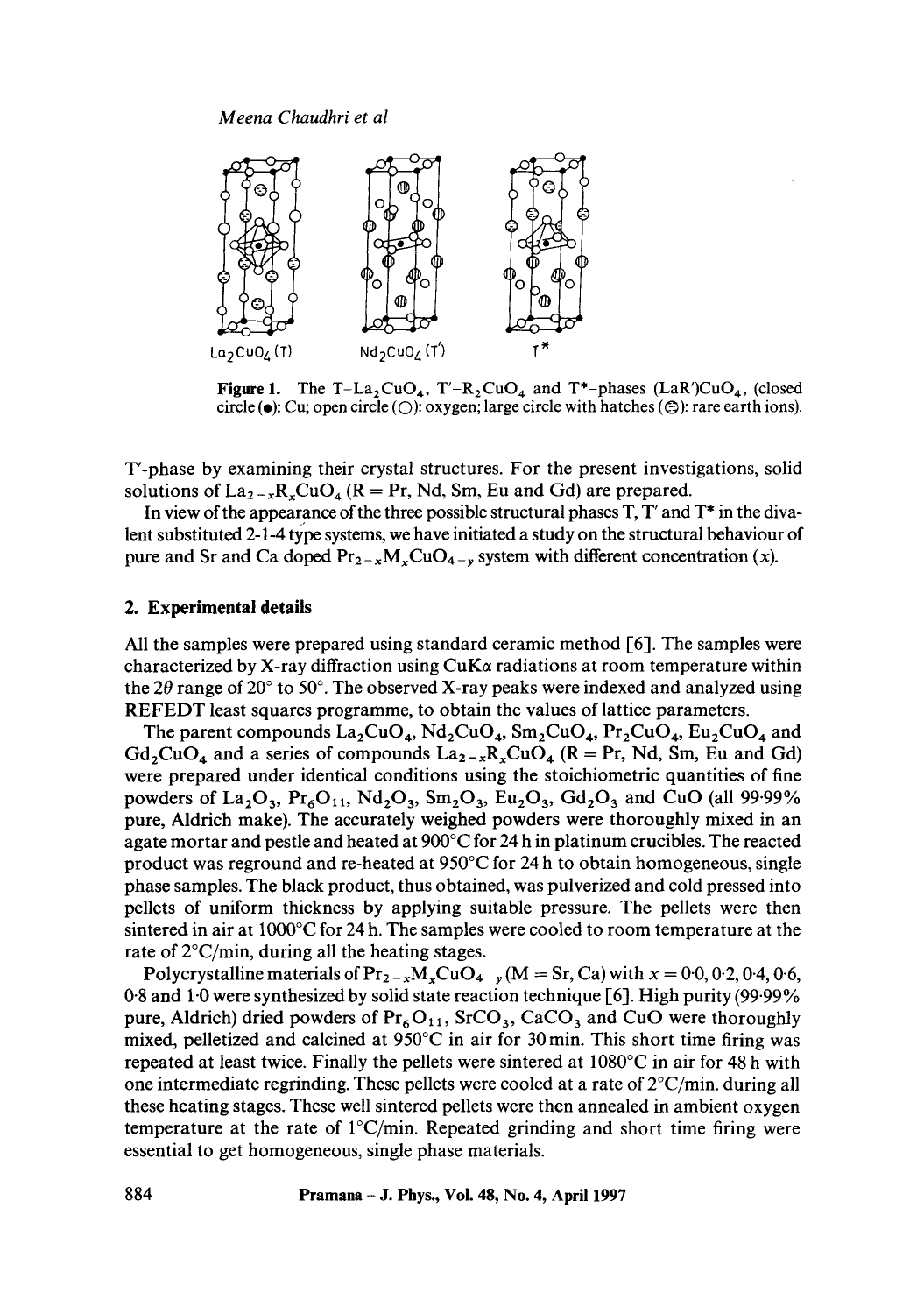**Figure 1.** The T–$La_2CuO_4$, T′–$R_2CuO_4$ and T*-phases $(LaR')CuO_4$, (closed circle (●): Cu; open circle (○): oxygen; large circle with hatches (⊖): rare earth ions).

T′-phase by examining their crystal structures. For the present investigations, solid solutions of $La_{2-x}R_xCuO_4$ (R = Pr, Nd, Sm, Eu and Gd) are prepared.

In view of the appearance of the three possible structural phases T, T′ and T* in the divalent substituted 2-1-4 type systems, we have initiated a study on the structural behaviour of pure and Sr and Ca doped $Pr_{2-x}M_xCuO_{4-y}$ system with different concentration ($x$).

## 2. Experimental details

All the samples were prepared using standard ceramic method [6]. The samples were characterized by X-ray diffraction using CuK$\alpha$ radiations at room temperature within the $2\theta$ range of 20° to 50°. The observed X-ray peaks were indexed and analyzed using REFEDT least squares programme, to obtain the values of lattice parameters.

The parent compounds $La_2CuO_4$, $Nd_2CuO_4$, $Sm_2CuO_4$, $Pr_2CuO_4$, $Eu_2CuO_4$ and $Gd_2CuO_4$ and a series of compounds $La_{2-x}R_xCuO_4$ (R = Pr, Nd, Sm, Eu and Gd) were prepared under identical conditions using the stoichiometric quantities of fine powders of $La_2O_3$, $Pr_6O_{11}$, $Nd_2O_3$, $Sm_2O_3$, $Eu_2O_3$, $Gd_2O_3$ and CuO (all 99·99% pure, Aldrich make). The accurately weighed powders were thoroughly mixed in an agate mortar and pestle and heated at 900°C for 24 h in platinum crucibles. The reacted product was reground and re-heated at 950°C for 24 h to obtain homogeneous, single phase samples. The black product, thus obtained, was pulverized and cold pressed into pellets of uniform thickness by applying suitable pressure. The pellets were then sintered in air at 1000°C for 24 h. The samples were cooled to room temperature at the rate of 2°C/min, during all the heating stages.

Polycrystalline materials of $Pr_{2-x}M_xCuO_{4-y}$ (M = Sr, Ca) with $x$ = 0·0, 0·2, 0·4, 0·6, 0·8 and 1·0 were synthesized by solid state reaction technique [6]. High purity (99·99% pure, Aldrich) dried powders of $Pr_6O_{11}$, $SrCO_3$, $CaCO_3$ and CuO were thoroughly mixed, pelletized and calcined at 950°C in air for 30 min. This short time firing was repeated at least twice. Finally the pellets were sintered at 1080°C in air for 48 h with one intermediate regrinding. These pellets were cooled at a rate of 2°C/min. during all these heating stages. These well sintered pellets were then annealed in ambient oxygen temperature at the rate of 1°C/min. Repeated grinding and short time firing were essential to get homogeneous, single phase materials.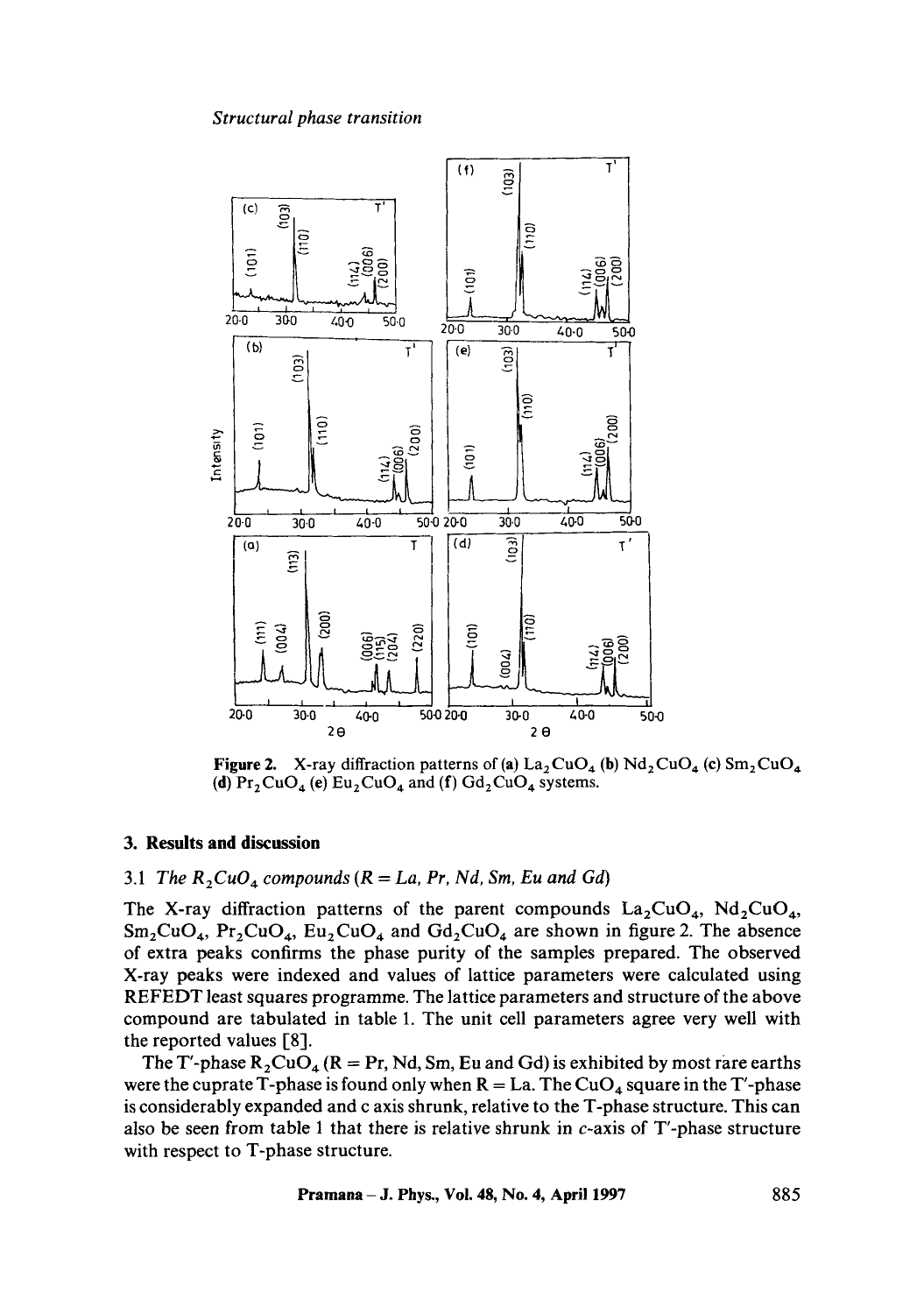Figure 2. X-ray diffraction patterns of (a) $La_2CuO_4$ (b) $Nd_2CuO_4$ (c) $Sm_2CuO_4$ (d) $Pr_2CuO_4$ (e) $Eu_2CuO_4$ and (f) $Gd_2CuO_4$ systems.

## 3. Results and discussion

### 3.1 *The $R_2CuO_4$ compounds (R = La, Pr, Nd, Sm, Eu and Gd)*

The X-ray diffraction patterns of the parent compounds $La_2CuO_4$, $Nd_2CuO_4$, $Sm_2CuO_4$, $Pr_2CuO_4$, $Eu_2CuO_4$ and $Gd_2CuO_4$ are shown in figure 2. The absence of extra peaks confirms the phase purity of the samples prepared. The observed X-ray peaks were indexed and values of lattice parameters were calculated using REFEDT least squares programme. The lattice parameters and structure of the above compound are tabulated in table 1. The unit cell parameters agree very well with the reported values [8].

The T′-phase $R_2CuO_4$ (R = Pr, Nd, Sm, Eu and Gd) is exhibited by most rare earths were the cuprate T-phase is found only when R = La. The $CuO_4$ square in the T′-phase is considerably expanded and c axis shrunk, relative to the T-phase structure. This can also be seen from table 1 that there is relative shrunk in *c*-axis of T′-phase structure with respect to T-phase structure.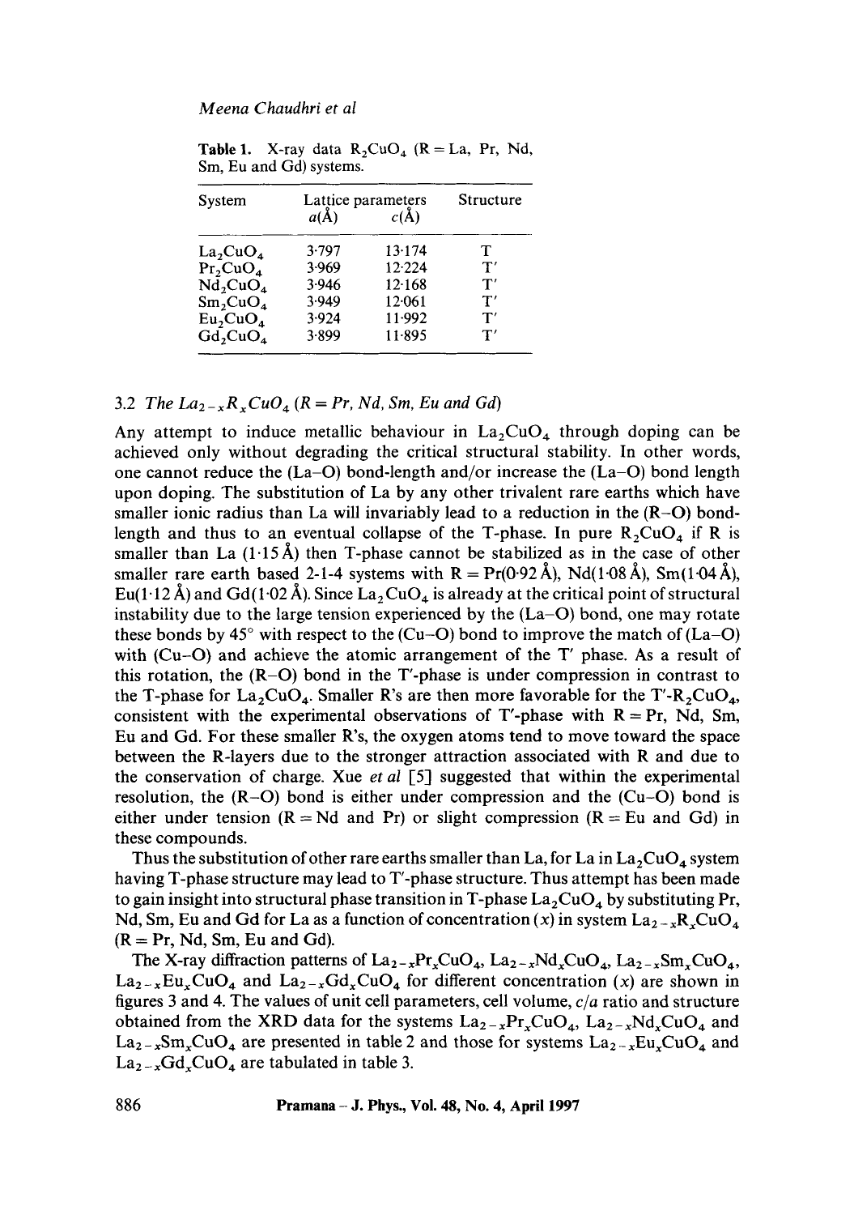**Table 1.** X-ray data $R_2CuO_4$ (R = La, Pr, Nd, Sm, Eu and Gd) systems.

| System | Lattice parameters $a$(Å) | $c$(Å) | Structure |
|---|---|---|---|
| $La_2CuO_4$ | 3·797 | 13·174 | T |
| $Pr_2CuO_4$ | 3·969 | 12·224 | T′ |
| $Nd_2CuO_4$ | 3·946 | 12·168 | T′ |
| $Sm_2CuO_4$ | 3·949 | 12·061 | T′ |
| $Eu_2CuO_4$ | 3·924 | 11·992 | T′ |
| $Gd_2CuO_4$ | 3·899 | 11·895 | T′ |

### 3.2 *The $La_{2-x}R_xCuO_4$ (R = Pr, Nd, Sm, Eu and Gd)*

Any attempt to induce metallic behaviour in $La_2CuO_4$ through doping can be achieved only without degrading the critical structural stability. In other words, one cannot reduce the (La–O) bond-length and/or increase the (La–O) bond length upon doping. The substitution of La by any other trivalent rare earths which have smaller ionic radius than La will invariably lead to a reduction in the (R–O) bond-length and thus to an eventual collapse of the T-phase. In pure $R_2CuO_4$ if R is smaller than La (1·15 Å) then T-phase cannot be stabilized as in the case of other smaller rare earth based 2-1-4 systems with R = Pr(0·92 Å), Nd(1·08 Å), Sm(1·04 Å), Eu(1·12 Å) and Gd(1·02 Å). Since $La_2CuO_4$ is already at the critical point of structural instability due to the large tension experienced by the (La–O) bond, one may rotate these bonds by 45° with respect to the (Cu–O) bond to improve the match of (La–O) with (Cu–O) and achieve the atomic arrangement of the T′ phase. As a result of this rotation, the (R–O) bond in the T′-phase is under compression in contrast to the T-phase for $La_2CuO_4$. Smaller R's are then more favorable for the T′-$R_2CuO_4$, consistent with the experimental observations of T′-phase with R = Pr, Nd, Sm, Eu and Gd. For these smaller R's, the oxygen atoms tend to move toward the space between the R-layers due to the stronger attraction associated with R and due to the conservation of charge. Xue *et al* [5] suggested that within the experimental resolution, the (R–O) bond is either under compression and the (Cu–O) bond is either under tension (R = Nd and Pr) or slight compression (R = Eu and Gd) in these compounds.

Thus the substitution of other rare earths smaller than La, for La in $La_2CuO_4$ system having T-phase structure may lead to T′-phase structure. Thus attempt has been made to gain insight into structural phase transition in T-phase $La_2CuO_4$ by substituting Pr, Nd, Sm, Eu and Gd for La as a function of concentration ($x$) in system $La_{2-x}R_xCuO_4$ (R = Pr, Nd, Sm, Eu and Gd).

The X-ray diffraction patterns of $La_{2-x}Pr_xCuO_4$, $La_{2-x}Nd_xCuO_4$, $La_{2-x}Sm_xCuO_4$, $La_{2-x}Eu_xCuO_4$ and $La_{2-x}Gd_xCuO_4$ for different concentration ($x$) are shown in figures 3 and 4. The values of unit cell parameters, cell volume, $c/a$ ratio and structure obtained from the XRD data for the systems $La_{2-x}Pr_xCuO_4$, $La_{2-x}Nd_xCuO_4$ and $La_{2-x}Sm_xCuO_4$ are presented in table 2 and those for systems $La_{2-x}Eu_xCuO_4$ and $La_{2-x}Gd_xCuO_4$ are tabulated in table 3.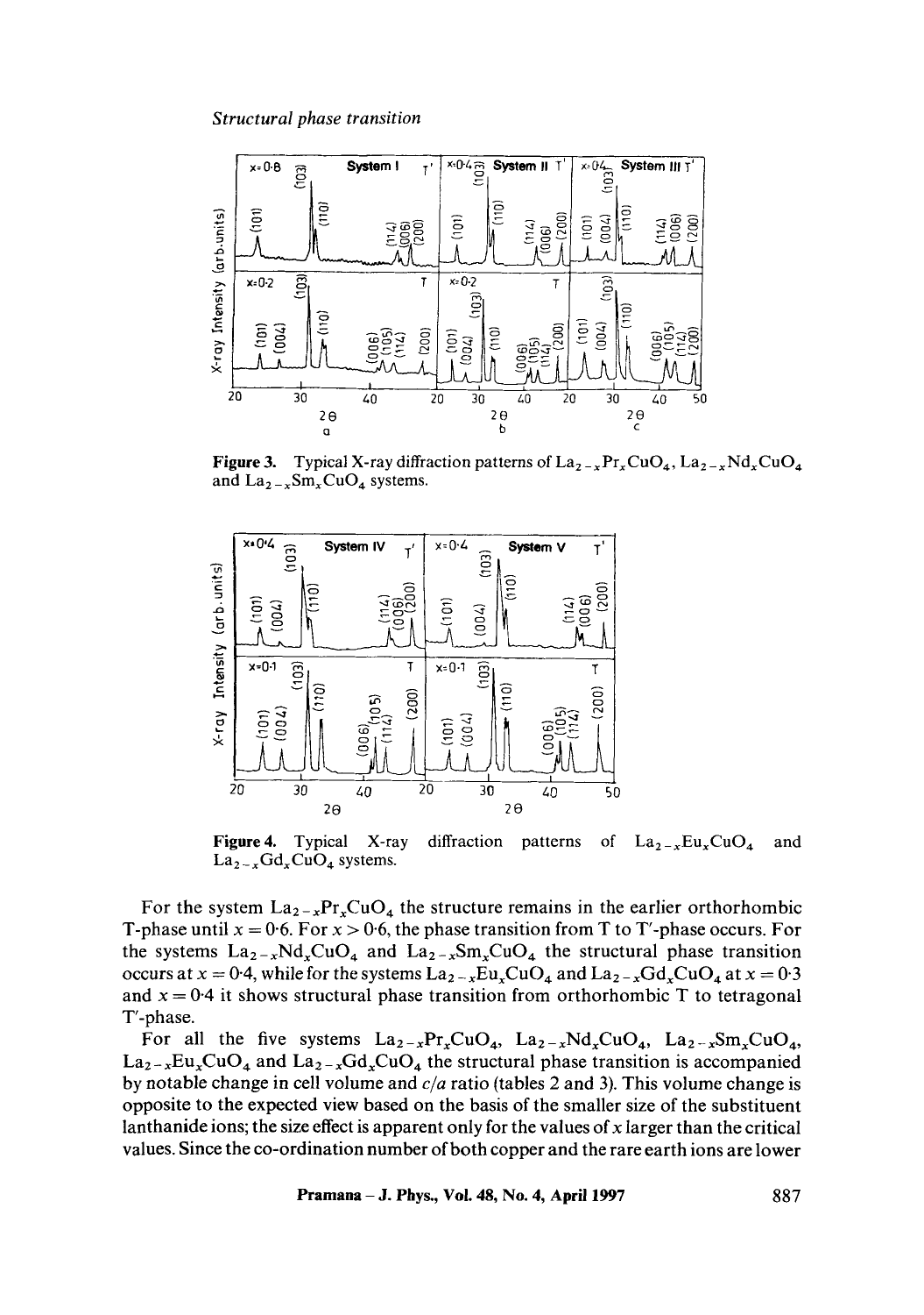**Figure 3.** Typical X-ray diffraction patterns of $La_{2-x}Pr_xCuO_4$, $La_{2-x}Nd_xCuO_4$ and $La_{2-x}Sm_xCuO_4$ systems.

**Figure 4.** Typical X-ray diffraction patterns of $La_{2-x}Eu_xCuO_4$ and $La_{2-x}Gd_xCuO_4$ systems.

For the system $La_{2-x}Pr_xCuO_4$ the structure remains in the earlier orthorhombic T-phase until $x = 0{\cdot}6$. For $x > 0{\cdot}6$, the phase transition from T to T′-phase occurs. For the systems $La_{2-x}Nd_xCuO_4$ and $La_{2-x}Sm_xCuO_4$ the structural phase transition occurs at $x = 0{\cdot}4$, while for the systems $La_{2-x}Eu_xCuO_4$ and $La_{2-x}Gd_xCuO_4$ at $x = 0{\cdot}3$ and $x = 0{\cdot}4$ it shows structural phase transition from orthorhombic T to tetragonal T′-phase.

For all the five systems $La_{2-x}Pr_xCuO_4$, $La_{2-x}Nd_xCuO_4$, $La_{2-x}Sm_xCuO_4$, $La_{2-x}Eu_xCuO_4$ and $La_{2-x}Gd_xCuO_4$ the structural phase transition is accompanied by notable change in cell volume and $c/a$ ratio (tables 2 and 3). This volume change is opposite to the expected view based on the basis of the smaller size of the substituent lanthanide ions; the size effect is apparent only for the values of $x$ larger than the critical values. Since the co-ordination number of both copper and the rare earth ions are lower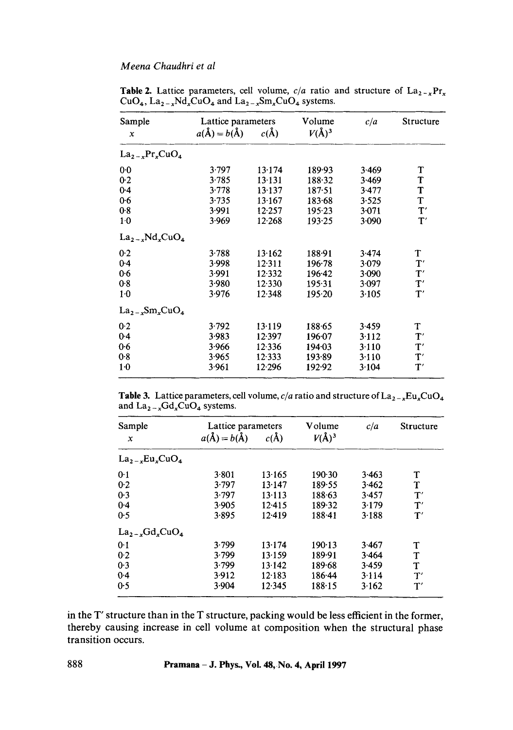**Table 2.** Lattice parameters, cell volume, $c/a$ ratio and structure of $La_{2-x}Pr_xCuO_4$, $La_{2-x}Nd_xCuO_4$ and $La_{2-x}Sm_xCuO_4$ systems.

| Sample $x$ | Lattice parameters $a(Å) = b(Å)$ | $c(Å)$ | Volume $V(Å)^3$ | $c/a$ | Structure |
|---|---|---|---|---|---|
| $La_{2-x}Pr_xCuO_4$ | | | | | |
| 0·0 | 3·797 | 13·174 | 189·93 | 3·469 | T |
| 0·2 | 3·785 | 13·131 | 188·32 | 3·469 | T |
| 0·4 | 3·778 | 13·137 | 187·51 | 3·477 | T |
| 0·6 | 3·735 | 13·167 | 183·68 | 3·525 | T |
| 0·8 | 3·991 | 12·257 | 195·23 | 3·071 | T′ |
| 1·0 | 3·969 | 12·268 | 193·25 | 3·090 | T′ |
| $La_{2-x}Nd_xCuO_4$ | | | | | |
| 0·2 | 3·788 | 13·162 | 188·91 | 3·474 | T |
| 0·4 | 3·998 | 12·311 | 196·78 | 3·079 | T′ |
| 0·6 | 3·991 | 12·332 | 196·42 | 3·090 | T′ |
| 0·8 | 3·980 | 12·330 | 195·31 | 3·097 | T′ |
| 1·0 | 3·976 | 12·348 | 195·20 | 3·105 | T′ |
| $La_{2-x}Sm_xCuO_4$ | | | | | |
| 0·2 | 3·792 | 13·119 | 188·65 | 3·459 | T |
| 0·4 | 3·983 | 12·397 | 196·07 | 3·112 | T′ |
| 0·6 | 3·966 | 12·336 | 194·03 | 3·110 | T′ |
| 0·8 | 3·965 | 12·333 | 193·89 | 3·110 | T′ |
| 1·0 | 3·961 | 12·296 | 192·92 | 3·104 | T′ |

**Table 3.** Lattice parameters, cell volume, $c/a$ ratio and structure of $La_{2-x}Eu_xCuO_4$ and $La_{2-x}Gd_xCuO_4$ systems.

| Sample $x$ | Lattice parameters $a(Å) = b(Å)$ | $c(Å)$ | Volume $V(Å)^3$ | $c/a$ | Structure |
|---|---|---|---|---|---|
| $La_{2-x}Eu_xCuO_4$ | | | | | |
| 0·1 | 3·801 | 13·165 | 190·30 | 3·463 | T |
| 0·2 | 3·797 | 13·147 | 189·55 | 3·462 | T |
| 0·3 | 3·797 | 13·113 | 188·63 | 3·457 | T′ |
| 0·4 | 3·905 | 12·415 | 189·32 | 3·179 | T′ |
| 0·5 | 3·895 | 12·419 | 188·41 | 3·188 | T′ |
| $La_{2-x}Gd_xCuO_4$ | | | | | |
| 0·1 | 3·799 | 13·174 | 190·13 | 3·467 | T |
| 0·2 | 3·799 | 13·159 | 189·91 | 3·464 | T |
| 0·3 | 3·799 | 13·142 | 189·68 | 3·459 | T |
| 0·4 | 3·912 | 12·183 | 186·44 | 3·114 | T′ |
| 0·5 | 3·904 | 12·345 | 188·15 | 3·162 | T′ |

in the T′ structure than in the T structure, packing would be less efficient in the former, thereby causing increase in cell volume at composition when the structural phase transition occurs.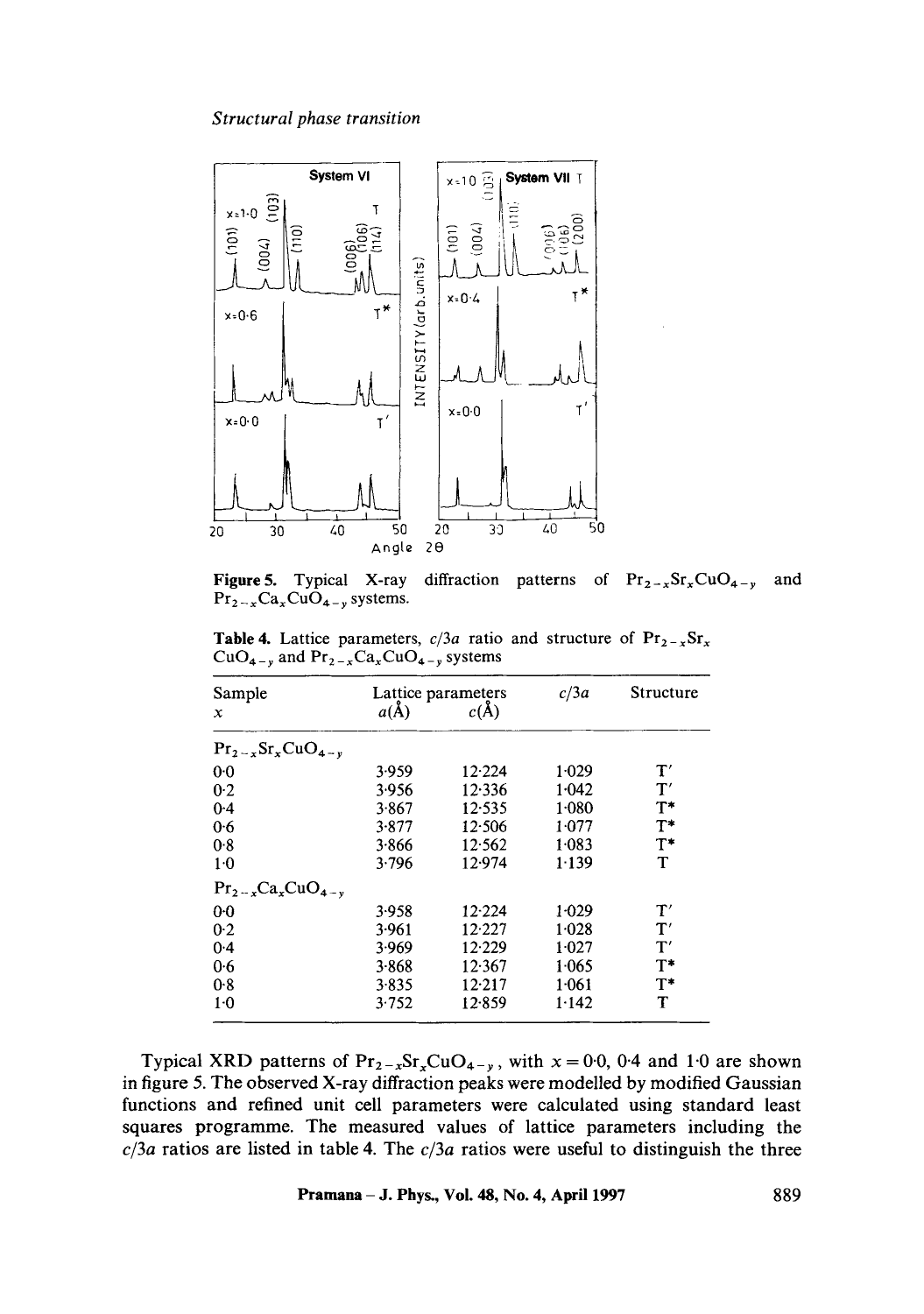Figure 5. Typical X-ray diffraction patterns of $Pr_{2-x}Sr_xCuO_{4-y}$ and $Pr_{2-x}Ca_xCuO_{4-y}$ systems.

Table 4. Lattice parameters, $c/3a$ ratio and structure of $Pr_{2-x}Sr_xCuO_{4-y}$ and $Pr_{2-x}Ca_xCuO_{4-y}$ systems

| Sample $x$ | Lattice parameters $a$(Å) | $c$(Å) | $c/3a$ | Structure |
|---|---|---|---|---|
| $Pr_{2-x}Sr_xCuO_{4-y}$ | | | | |
| 0·0 | 3·959 | 12·224 | 1·029 | T′ |
| 0·2 | 3·956 | 12·336 | 1·042 | T′ |
| 0·4 | 3·867 | 12·535 | 1·080 | T* |
| 0·6 | 3·877 | 12·506 | 1·077 | T* |
| 0·8 | 3·866 | 12·562 | 1·083 | T* |
| 1·0 | 3·796 | 12·974 | 1·139 | T |
| $Pr_{2-x}Ca_xCuO_{4-y}$ | | | | |
| 0·0 | 3·958 | 12·224 | 1·029 | T′ |
| 0·2 | 3·961 | 12·227 | 1·028 | T′ |
| 0·4 | 3·969 | 12·229 | 1·027 | T′ |
| 0·6 | 3·868 | 12·367 | 1·065 | T* |
| 0·8 | 3·835 | 12·217 | 1·061 | T* |
| 1·0 | 3·752 | 12·859 | 1·142 | T |

Typical XRD patterns of $Pr_{2-x}Sr_xCuO_{4-y}$, with $x = 0·0$, 0·4 and 1·0 are shown in figure 5. The observed X-ray diffraction peaks were modelled by modified Gaussian functions and refined unit cell parameters were calculated using standard least squares programme. The measured values of lattice parameters including the $c/3a$ ratios are listed in table 4. The $c/3a$ ratios were useful to distinguish the three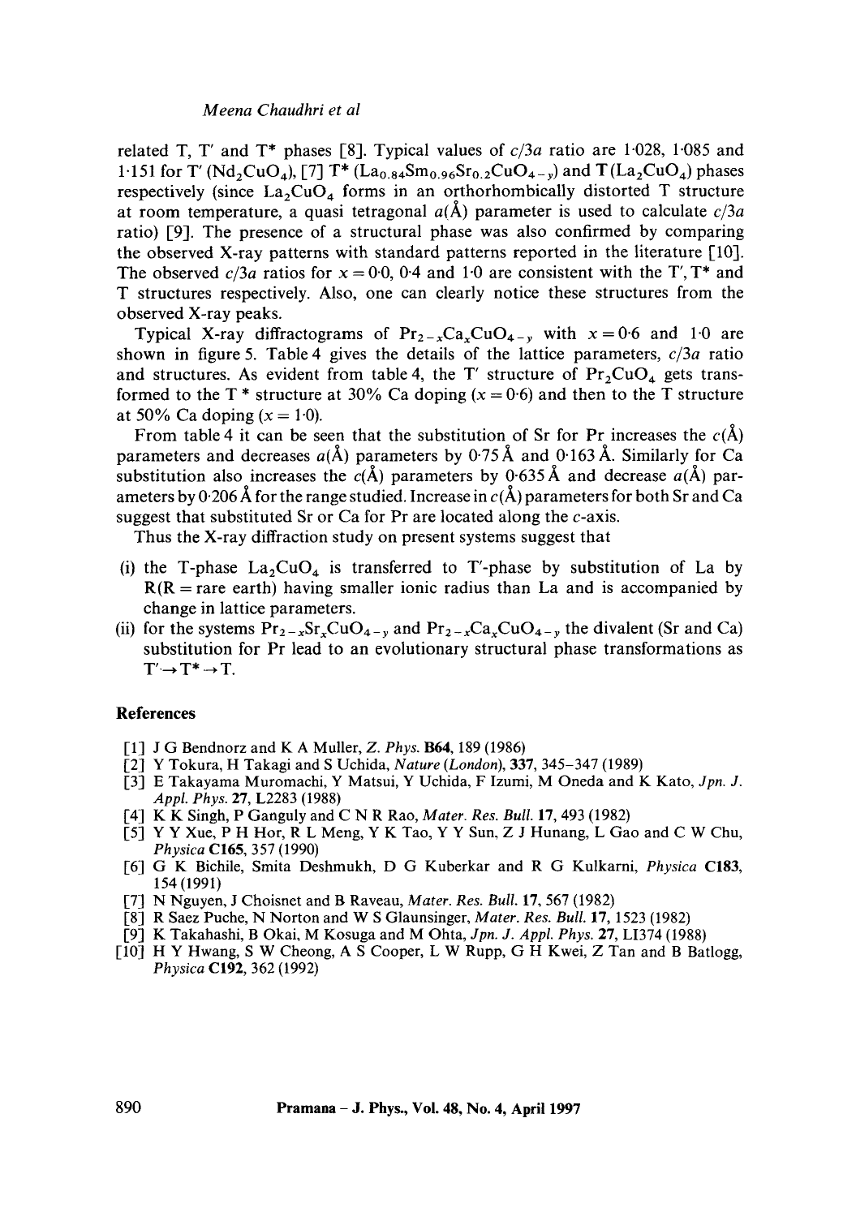related T, T′ and T* phases [8]. Typical values of $c/3a$ ratio are 1·028, 1·085 and 1·151 for T′ ($Nd_2CuO_4$), [7] T* ($La_{0.84}Sm_{0.96}Sr_{0.2}CuO_{4-y}$) and T ($La_2CuO_4$) phases respectively (since $La_2CuO_4$ forms in an orthorhombically distorted T structure at room temperature, a quasi tetragonal $a$(Å) parameter is used to calculate $c/3a$ ratio) [9]. The presence of a structural phase was also confirmed by comparing the observed X-ray patterns with standard patterns reported in the literature [10]. The observed $c/3a$ ratios for $x = 0·0$, 0·4 and 1·0 are consistent with the T′, T* and T structures respectively. Also, one can clearly notice these structures from the observed X-ray peaks.

Typical X-ray diffractograms of $Pr_{2-x}Ca_xCuO_{4-y}$ with $x = 0·6$ and 1·0 are shown in figure 5. Table 4 gives the details of the lattice parameters, $c/3a$ ratio and structures. As evident from table 4, the T′ structure of $Pr_2CuO_4$ gets transformed to the T* structure at 30% Ca doping ($x = 0·6$) and then to the T structure at 50% Ca doping ($x = 1·0$).

From table 4 it can be seen that the substitution of Sr for Pr increases the $c$(Å) parameters and decreases $a$(Å) parameters by 0·75 Å and 0·163 Å. Similarly for Ca substitution also increases the $c$(Å) parameters by 0·635 Å and decrease $a$(Å) parameters by 0·206 Å for the range studied. Increase in $c$(Å) parameters for both Sr and Ca suggest that substituted Sr or Ca for Pr are located along the $c$-axis.

Thus the X-ray diffraction study on present systems suggest that

(i) the T-phase $La_2CuO_4$ is transferred to T′-phase by substitution of La by R(R = rare earth) having smaller ionic radius than La and is accompanied by change in lattice parameters.
(ii) for the systems $Pr_{2-x}Sr_xCuO_{4-y}$ and $Pr_{2-x}Ca_xCuO_{4-y}$ the divalent (Sr and Ca) substitution for Pr lead to an evolutionary structural phase transformations as T′ → T* → T.

## References

[1] J G Bendnorz and K A Muller, *Z. Phys.* **B64**, 189 (1986)
[2] Y Tokura, H Takagi and S Uchida, *Nature (London)*, **337**, 345–347 (1989)
[3] E Takayama Muromachi, Y Matsui, Y Uchida, F Izumi, M Oneda and K Kato, *Jpn. J. Appl. Phys.* **27**, L2283 (1988)
[4] K K Singh, P Ganguly and C N R Rao, *Mater. Res. Bull.* **17**, 493 (1982)
[5] Y Y Xue, P H Hor, R L Meng, Y K Tao, Y Y Sun, Z J Hunang, L Gao and C W Chu, *Physica* **C165**, 357 (1990)
[6] G K Bichile, Smita Deshmukh, D G Kuberkar and R G Kulkarni, *Physica* **C183**, 154 (1991)
[7] N Nguyen, J Choisnet and B Raveau, *Mater. Res. Bull.* **17**, 567 (1982)
[8] R Saez Puche, N Norton and W S Glaunsinger, *Mater. Res. Bull.* **17**, 1523 (1982)
[9] K Takahashi, B Okai, M Kosuga and M Ohta, *Jpn. J. Appl. Phys.* **27**, LI374 (1988)
[10] H Y Hwang, S W Cheong, A S Cooper, L W Rupp, G H Kwei, Z Tan and B Batlogg, *Physica* **C192**, 362 (1992)